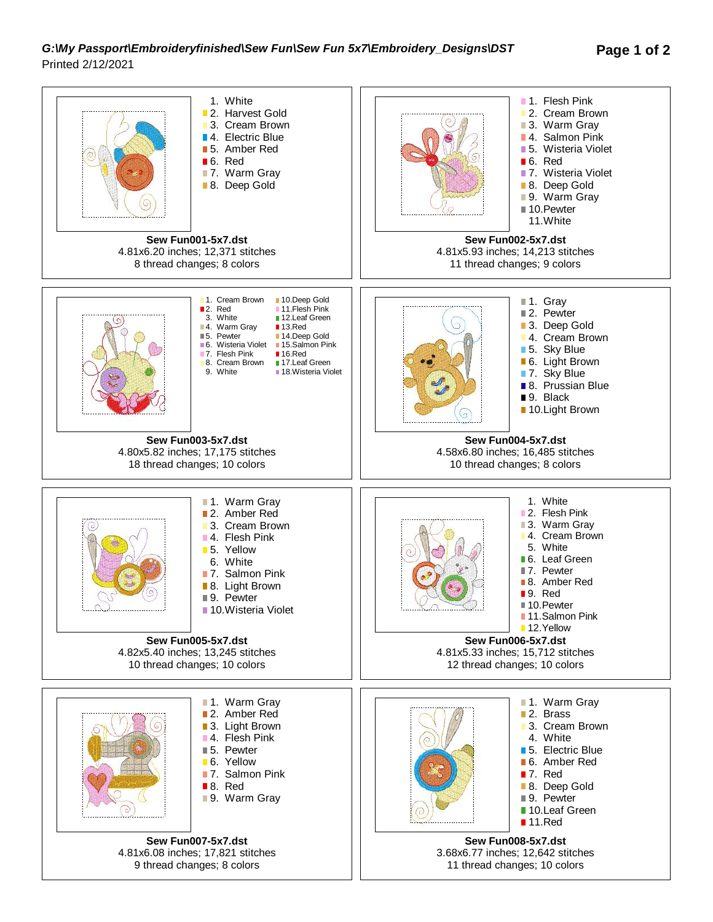***G:\My Passport\Embroideryfinished\Sew Fun\Sew Fun 5x7\Embroidery_Designs\DST***

Printed 2/12/2021

1. White
2. Harvest Gold
3. Cream Brown
4. Electric Blue
5. Amber Red
6. Red
7. Warm Gray
8. Deep Gold

**Sew Fun001-5x7.dst**
4.81x6.20 inches; 12,371 stitches
8 thread changes; 8 colors

1. Flesh Pink
2. Cream Brown
3. Warm Gray
4. Salmon Pink
5. Wisteria Violet
6. Red
7. Wisteria Violet
8. Deep Gold
9. Warm Gray
10. Pewter
11. White

**Sew Fun002-5x7.dst**
4.81x5.93 inches; 14,213 stitches
11 thread changes; 9 colors

1. Cream Brown
2. Red
3. White
4. Warm Gray
5. Pewter
6. Wisteria Violet
7. Flesh Pink
8. Cream Brown
9. White
10. Deep Gold
11. Flesh Pink
12. Leaf Green
13. Red
14. Deep Gold
15. Salmon Pink
16. Red
17. Leaf Green
18. Wisteria Violet

**Sew Fun003-5x7.dst**
4.80x5.82 inches; 17,175 stitches
18 thread changes; 10 colors

1. Gray
2. Pewter
3. Deep Gold
4. Cream Brown
5. Sky Blue
6. Light Brown
7. Sky Blue
8. Prussian Blue
9. Black
10. Light Brown

**Sew Fun004-5x7.dst**
4.58x6.80 inches; 16,485 stitches
10 thread changes; 8 colors

1. Warm Gray
2. Amber Red
3. Cream Brown
4. Flesh Pink
5. Yellow
6. White
7. Salmon Pink
8. Light Brown
9. Pewter
10. Wisteria Violet

**Sew Fun005-5x7.dst**
4.82x5.40 inches; 13,245 stitches
10 thread changes; 10 colors

1. White
2. Flesh Pink
3. Warm Gray
4. Cream Brown
5. White
6. Leaf Green
7. Pewter
8. Amber Red
9. Red
10. Pewter
11. Salmon Pink
12. Yellow

**Sew Fun006-5x7.dst**
4.81x5.33 inches; 15,712 stitches
12 thread changes; 10 colors

1. Warm Gray
2. Amber Red
3. Light Brown
4. Flesh Pink
5. Pewter
6. Yellow
7. Salmon Pink
8. Red
9. Warm Gray

**Sew Fun007-5x7.dst**
4.81x6.08 inches; 17,821 stitches
9 thread changes; 8 colors

1. Warm Gray
2. Brass
3. Cream Brown
4. White
5. Electric Blue
6. Amber Red
7. Red
8. Deep Gold
9. Pewter
10. Leaf Green
11. Red

**Sew Fun008-5x7.dst**
3.68x6.77 inches; 12,642 stitches
11 thread changes; 10 colors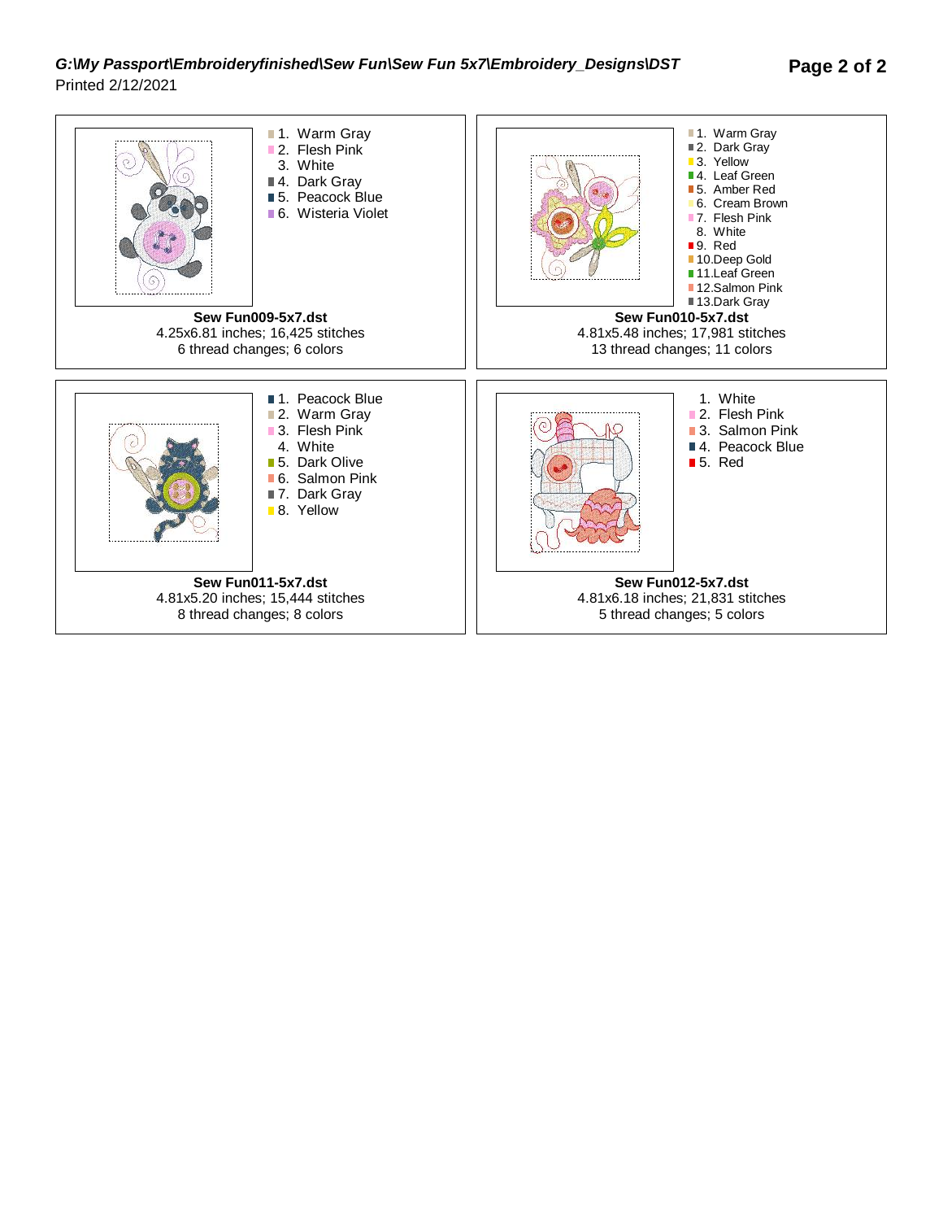G:\My Passport\Embroideryfinished\Sew Fun\Sew Fun 5x7\Embroidery_Designs\DST

Printed 2/12/2021

1. Warm Gray
2. Flesh Pink
3. White
4. Dark Gray
5. Peacock Blue
6. Wisteria Violet

**Sew Fun009-5x7.dst**
4.25x6.81 inches; 16,425 stitches
6 thread changes; 6 colors

1. Warm Gray
2. Dark Gray
3. Yellow
4. Leaf Green
5. Amber Red
6. Cream Brown
7. Flesh Pink
8. White
9. Red
10. Deep Gold
11. Leaf Green
12. Salmon Pink
13. Dark Gray

**Sew Fun010-5x7.dst**
4.81x5.48 inches; 17,981 stitches
13 thread changes; 11 colors

1. Peacock Blue
2. Warm Gray
3. Flesh Pink
4. White
5. Dark Olive
6. Salmon Pink
7. Dark Gray
8. Yellow

**Sew Fun011-5x7.dst**
4.81x5.20 inches; 15,444 stitches
8 thread changes; 8 colors

1. White
2. Flesh Pink
3. Salmon Pink
4. Peacock Blue
5. Red

**Sew Fun012-5x7.dst**
4.81x6.18 inches; 21,831 stitches
5 thread changes; 5 colors